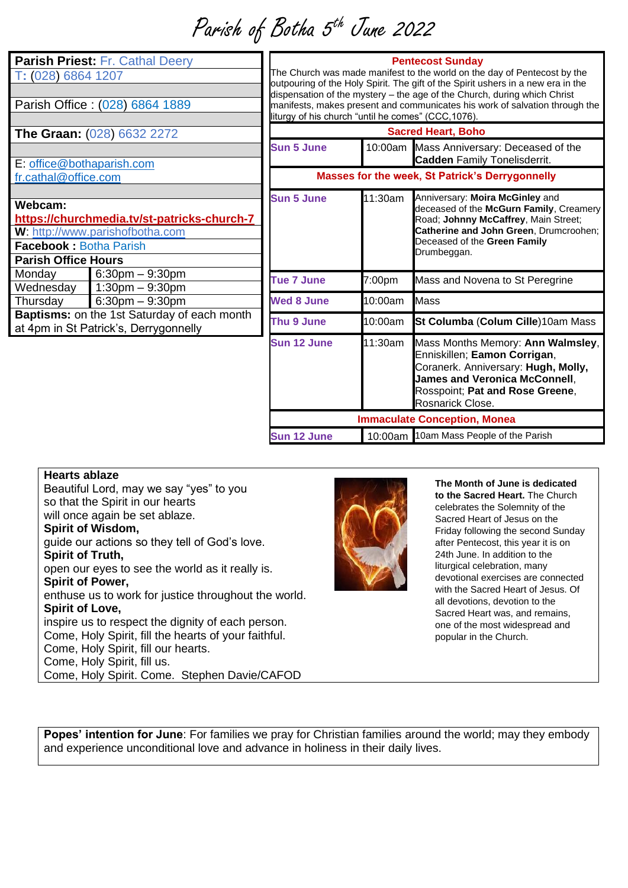# Parish of Botha 5th June 2022

| **Parish Priest:** Fr. Cathal Deery | |
|---|---|
| T: (028) 6864 1207 | |
| Parish Office : (028) 6864 1889 | |
| **The Graan:** (028) 6632 2272 | |
| E: office@bothaparish.com<br>fr.cathal@office.com | |
| **Webcam:**<br>**https://churchmedia.tv/st-patricks-church-7** | |
| **W**: http://www.parishofbotha.com | |
| **Facebook :** Botha Parish | |
| **Parish Office Hours** | |
| Monday | 6:30pm – 9:30pm |
| Wednesday | 1:30pm – 9:30pm |
| Thursday | 6:30pm – 9:30pm |
| **Baptisms:** on the 1st Saturday of each month at 4pm in St Patrick's, Derrygonnelly | |

**Pentecost Sunday**

The Church was made manifest to the world on the day of Pentecost by the outpouring of the Holy Spirit. The gift of the Spirit ushers in a new era in the dispensation of the mystery – the age of the Church, during which Christ manifests, makes present and communicates his work of salvation through the liturgy of his church "until he comes" (CCC,1076).

| **Sacred Heart, Boho** | | |
|---|---|---|
| **Sun 5 June** | 10:00am | Mass Anniversary: Deceased of the **Cadden** Family Tonelisderrit. |
| **Masses for the week, St Patrick's Derrygonnelly** | | |
| **Sun 5 June** | 11:30am | Anniversary: **Moira McGinley** and deceased of the **McGurn Family**, Creamery Road; **Johnny McCaffrey**, Main Street; **Catherine and John Green**, Drumcroohen; Deceased of the **Green Family** Drumbeggan. |
| **Tue 7 June** | 7:00pm | Mass and Novena to St Peregrine |
| **Wed 8 June** | 10:00am | Mass |
| **Thu 9 June** | 10:00am | **St Columba** (**Colum Cille**)10am Mass |
| **Sun 12 June** | 11:30am | Mass Months Memory: **Ann Walmsley**, Enniskillen; **Eamon Corrigan**, Coranerk. Anniversary: **Hugh, Molly, James and Veronica McConnell**, Rosspoint; **Pat and Rose Greene**, Rosnarick Close. |
| **Immaculate Conception, Monea** | | |
| **Sun 12 June** | 10:00am | 10am Mass People of the Parish |

**Hearts ablaze**

Beautiful Lord, may we say "yes" to you
so that the Spirit in our hearts
will once again be set ablaze.
**Spirit of Wisdom,**
guide our actions so they tell of God's love.
**Spirit of Truth,**
open our eyes to see the world as it really is.
**Spirit of Power,**
enthuse us to work for justice throughout the world.
**Spirit of Love,**
inspire us to respect the dignity of each person.
Come, Holy Spirit, fill the hearts of your faithful.
Come, Holy Spirit, fill our hearts.
Come, Holy Spirit, fill us.
Come, Holy Spirit. Come. Stephen Davie/CAFOD

**The Month of June is dedicated to the Sacred Heart.** The Church celebrates the Solemnity of the Sacred Heart of Jesus on the Friday following the second Sunday after Pentecost, this year it is on 24th June. In addition to the liturgical celebration, many devotional exercises are connected with the Sacred Heart of Jesus. Of all devotions, devotion to the Sacred Heart was, and remains, one of the most widespread and popular in the Church.

**Popes' intention for June**: For families we pray for Christian families around the world; may they embody and experience unconditional love and advance in holiness in their daily lives.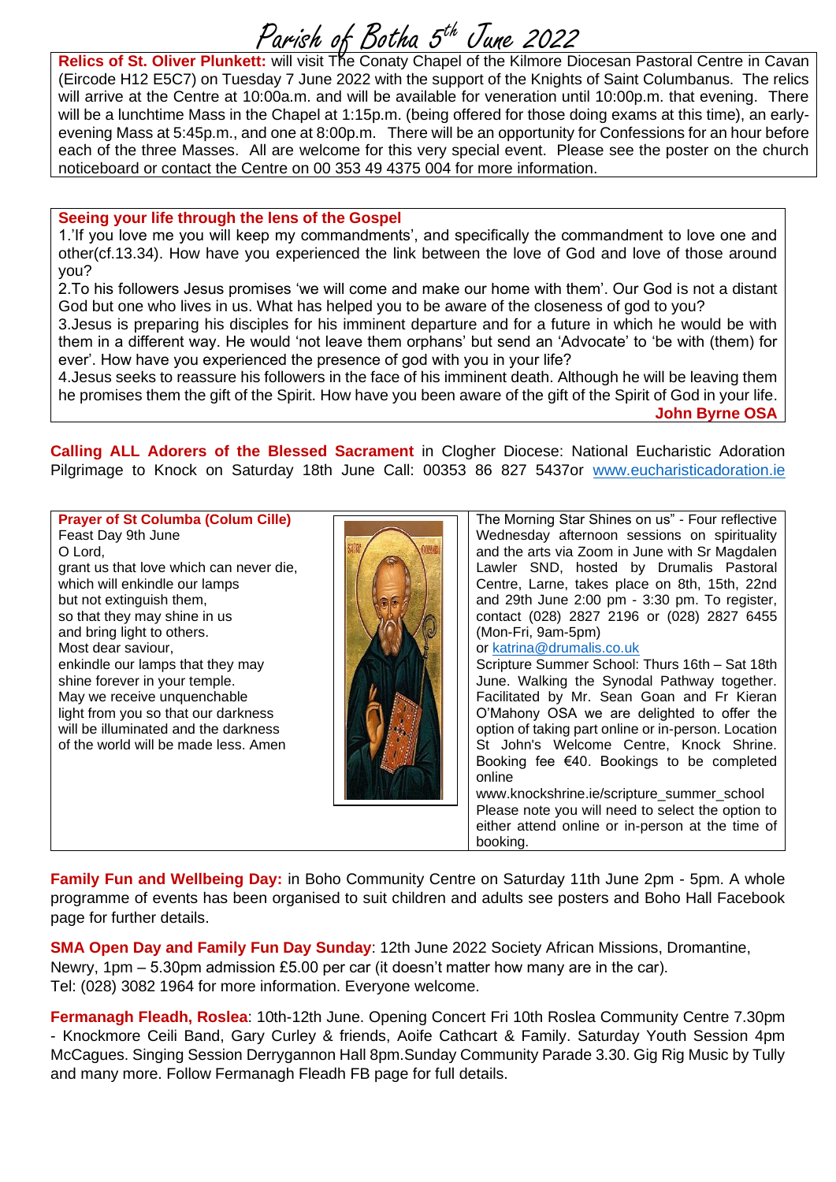# Parish of Botha 5th June 2022

**Relics of St. Oliver Plunkett:** will visit The Conaty Chapel of the Kilmore Diocesan Pastoral Centre in Cavan (Eircode H12 E5C7) on Tuesday 7 June 2022 with the support of the Knights of Saint Columbanus. The relics will arrive at the Centre at 10:00a.m. and will be available for veneration until 10:00p.m. that evening. There will be a lunchtime Mass in the Chapel at 1:15p.m. (being offered for those doing exams at this time), an early-evening Mass at 5:45p.m., and one at 8:00p.m. There will be an opportunity for Confessions for an hour before each of the three Masses. All are welcome for this very special event. Please see the poster on the church noticeboard or contact the Centre on 00 353 49 4375 004 for more information.

**Seeing your life through the lens of the Gospel**

1.'If you love me you will keep my commandments', and specifically the commandment to love one and other(cf.13.34). How have you experienced the link between the love of God and love of those around you?

2.To his followers Jesus promises 'we will come and make our home with them'. Our God is not a distant God but one who lives in us. What has helped you to be aware of the closeness of god to you?

3.Jesus is preparing his disciples for his imminent departure and for a future in which he would be with them in a different way. He would 'not leave them orphans' but send an 'Advocate' to 'be with (them) for ever'. How have you experienced the presence of god with you in your life?

4.Jesus seeks to reassure his followers in the face of his imminent death. Although he will be leaving them he promises them the gift of the Spirit. How have you been aware of the gift of the Spirit of God in your life.

**John Byrne OSA**

**Calling ALL Adorers of the Blessed Sacrament** in Clogher Diocese: National Eucharistic Adoration Pilgrimage to Knock on Saturday 18th June Call: 00353 86 827 5437or www.eucharisticadoration.ie

**Prayer of St Columba (Colum Cille)**
Feast Day 9th June
O Lord,
grant us that love which can never die,
which will enkindle our lamps
but not extinguish them,
so that they may shine in us
and bring light to others.
Most dear saviour,
enkindle our lamps that they may
shine forever in your temple.
May we receive unquenchable
light from you so that our darkness
will be illuminated and the darkness
of the world will be made less. Amen

The Morning Star Shines on us" - Four reflective Wednesday afternoon sessions on spirituality and the arts via Zoom in June with Sr Magdalen Lawler SND, hosted by Drumalis Pastoral Centre, Larne, takes place on 8th, 15th, 22nd and 29th June 2:00 pm - 3:30 pm. To register, contact (028) 2827 2196 or (028) 2827 6455 (Mon-Fri, 9am-5pm)
or katrina@drumalis.co.uk

Scripture Summer School: Thurs 16th – Sat 18th June. Walking the Synodal Pathway together. Facilitated by Mr. Sean Goan and Fr Kieran O'Mahony OSA we are delighted to offer the option of taking part online or in-person. Location St John's Welcome Centre, Knock Shrine. Booking fee €40. Bookings to be completed online
www.knockshrine.ie/scripture_summer_school
Please note you will need to select the option to either attend online or in-person at the time of booking.

**Family Fun and Wellbeing Day:** in Boho Community Centre on Saturday 11th June 2pm - 5pm. A whole programme of events has been organised to suit children and adults see posters and Boho Hall Facebook page for further details.

**SMA Open Day and Family Fun Day Sunday**: 12th June 2022 Society African Missions, Dromantine, Newry, 1pm – 5.30pm admission £5.00 per car (it doesn't matter how many are in the car). Tel: (028) 3082 1964 for more information. Everyone welcome.

**Fermanagh Fleadh, Roslea**: 10th-12th June. Opening Concert Fri 10th Roslea Community Centre 7.30pm - Knockmore Ceili Band, Gary Curley & friends, Aoife Cathcart & Family. Saturday Youth Session 4pm McCagues. Singing Session Derrygannon Hall 8pm.Sunday Community Parade 3.30. Gig Rig Music by Tully and many more. Follow Fermanagh Fleadh FB page for full details.